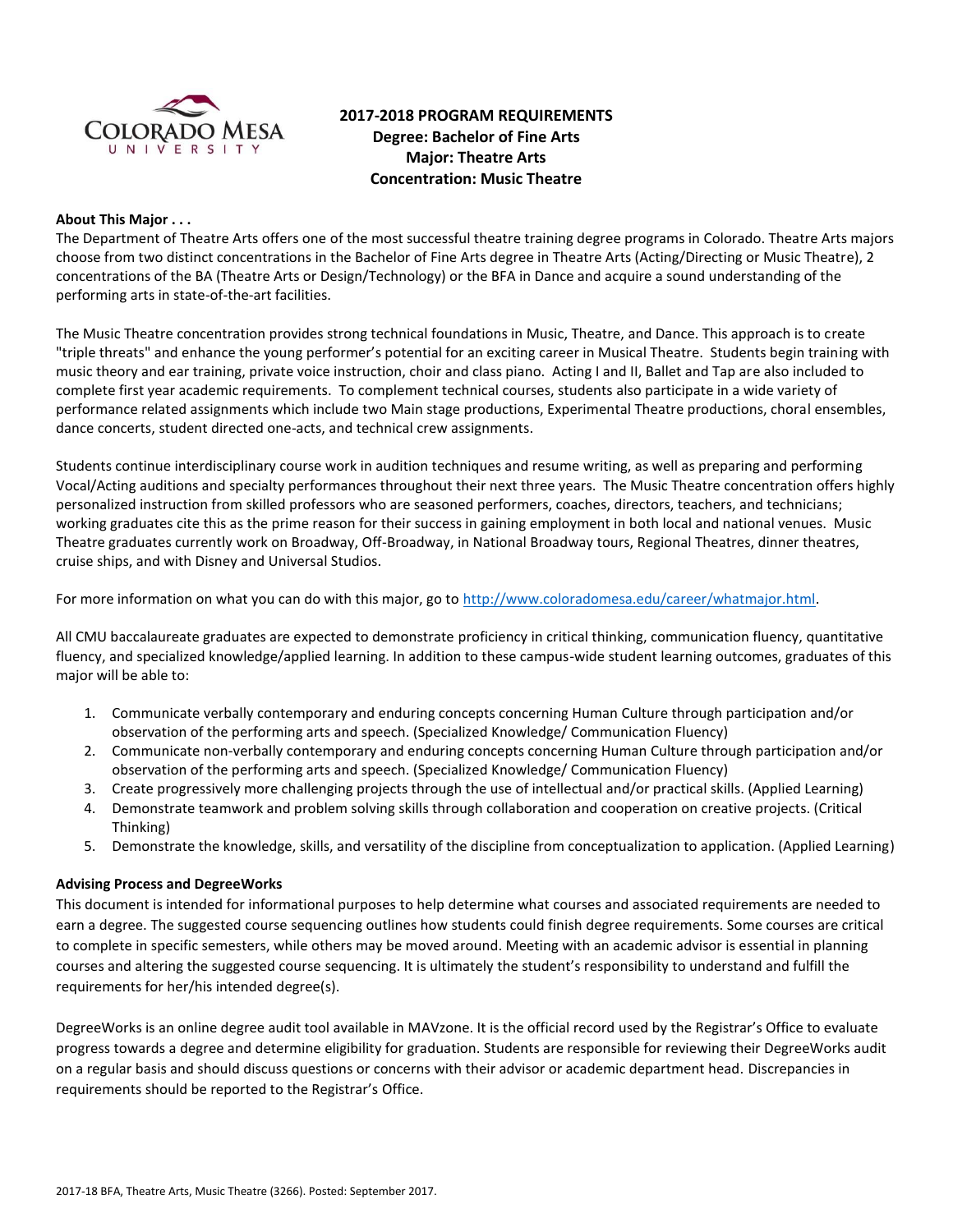# 2017-2018 PROGRAM REQUIREMENTS
## Degree: Bachelor of Fine Arts
## Major: Theatre Arts
## Concentration: Music Theatre

**About This Major . . .**

The Department of Theatre Arts offers one of the most successful theatre training degree programs in Colorado. Theatre Arts majors choose from two distinct concentrations in the Bachelor of Fine Arts degree in Theatre Arts (Acting/Directing or Music Theatre), 2 concentrations of the BA (Theatre Arts or Design/Technology) or the BFA in Dance and acquire a sound understanding of the performing arts in state-of-the-art facilities.

The Music Theatre concentration provides strong technical foundations in Music, Theatre, and Dance. This approach is to create "triple threats" and enhance the young performer's potential for an exciting career in Musical Theatre. Students begin training with music theory and ear training, private voice instruction, choir and class piano. Acting I and II, Ballet and Tap are also included to complete first year academic requirements. To complement technical courses, students also participate in a wide variety of performance related assignments which include two Main stage productions, Experimental Theatre productions, choral ensembles, dance concerts, student directed one-acts, and technical crew assignments.

Students continue interdisciplinary course work in audition techniques and resume writing, as well as preparing and performing Vocal/Acting auditions and specialty performances throughout their next three years. The Music Theatre concentration offers highly personalized instruction from skilled professors who are seasoned performers, coaches, directors, teachers, and technicians; working graduates cite this as the prime reason for their success in gaining employment in both local and national venues. Music Theatre graduates currently work on Broadway, Off-Broadway, in National Broadway tours, Regional Theatres, dinner theatres, cruise ships, and with Disney and Universal Studios.

For more information on what you can do with this major, go to http://www.coloradomesa.edu/career/whatmajor.html.

All CMU baccalaureate graduates are expected to demonstrate proficiency in critical thinking, communication fluency, quantitative fluency, and specialized knowledge/applied learning. In addition to these campus-wide student learning outcomes, graduates of this major will be able to:

1. Communicate verbally contemporary and enduring concepts concerning Human Culture through participation and/or observation of the performing arts and speech. (Specialized Knowledge/ Communication Fluency)
2. Communicate non-verbally contemporary and enduring concepts concerning Human Culture through participation and/or observation of the performing arts and speech. (Specialized Knowledge/ Communication Fluency)
3. Create progressively more challenging projects through the use of intellectual and/or practical skills. (Applied Learning)
4. Demonstrate teamwork and problem solving skills through collaboration and cooperation on creative projects. (Critical Thinking)
5. Demonstrate the knowledge, skills, and versatility of the discipline from conceptualization to application. (Applied Learning)

**Advising Process and DegreeWorks**

This document is intended for informational purposes to help determine what courses and associated requirements are needed to earn a degree. The suggested course sequencing outlines how students could finish degree requirements. Some courses are critical to complete in specific semesters, while others may be moved around. Meeting with an academic advisor is essential in planning courses and altering the suggested course sequencing. It is ultimately the student's responsibility to understand and fulfill the requirements for her/his intended degree(s).

DegreeWorks is an online degree audit tool available in MAVzone. It is the official record used by the Registrar's Office to evaluate progress towards a degree and determine eligibility for graduation. Students are responsible for reviewing their DegreeWorks audit on a regular basis and should discuss questions or concerns with their advisor or academic department head. Discrepancies in requirements should be reported to the Registrar's Office.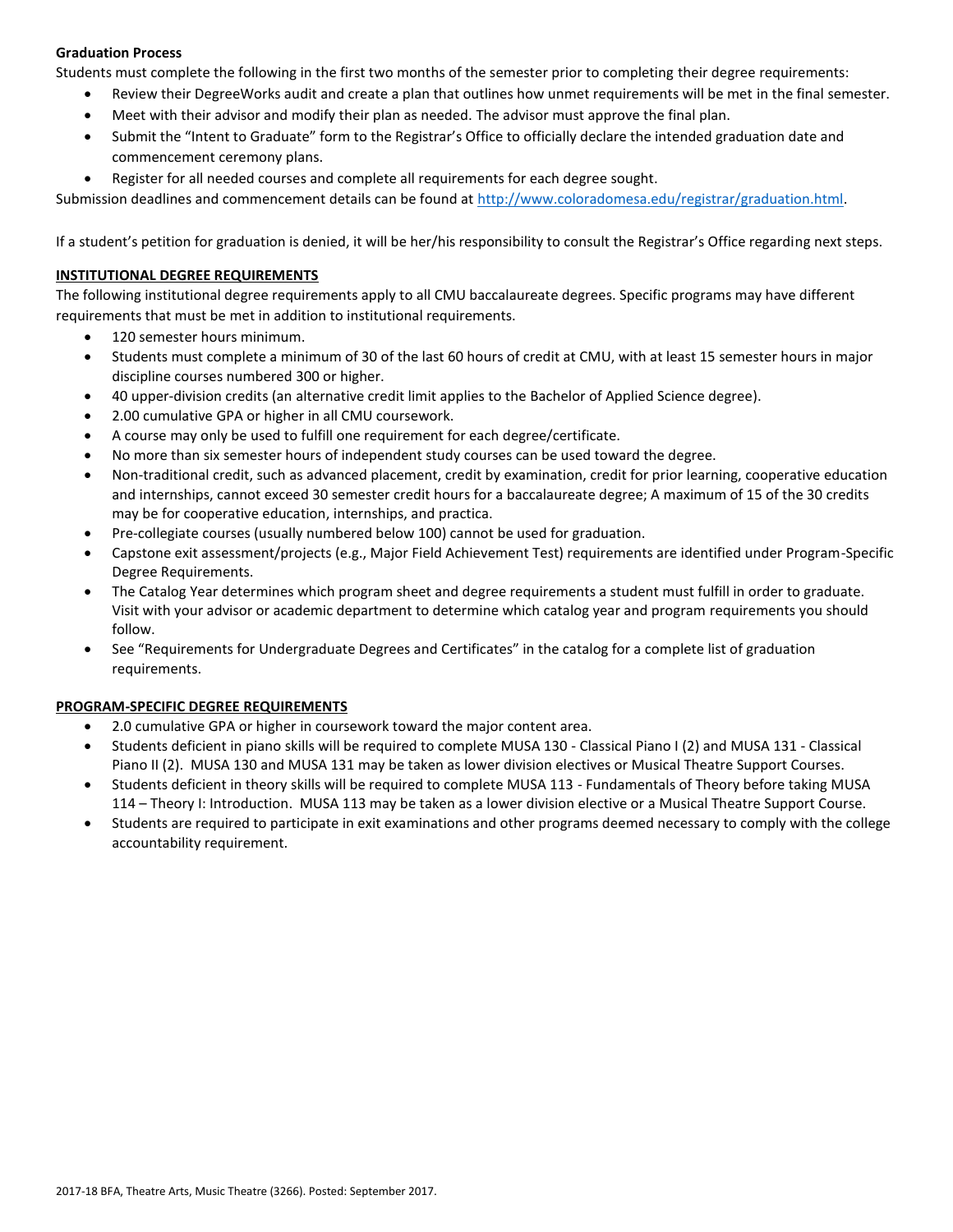**Graduation Process**

Students must complete the following in the first two months of the semester prior to completing their degree requirements:

- Review their DegreeWorks audit and create a plan that outlines how unmet requirements will be met in the final semester.
- Meet with their advisor and modify their plan as needed. The advisor must approve the final plan.
- Submit the "Intent to Graduate" form to the Registrar's Office to officially declare the intended graduation date and commencement ceremony plans.
- Register for all needed courses and complete all requirements for each degree sought.

Submission deadlines and commencement details can be found at http://www.coloradomesa.edu/registrar/graduation.html.

If a student's petition for graduation is denied, it will be her/his responsibility to consult the Registrar's Office regarding next steps.

**INSTITUTIONAL DEGREE REQUIREMENTS**

The following institutional degree requirements apply to all CMU baccalaureate degrees. Specific programs may have different requirements that must be met in addition to institutional requirements.

- 120 semester hours minimum.
- Students must complete a minimum of 30 of the last 60 hours of credit at CMU, with at least 15 semester hours in major discipline courses numbered 300 or higher.
- 40 upper-division credits (an alternative credit limit applies to the Bachelor of Applied Science degree).
- 2.00 cumulative GPA or higher in all CMU coursework.
- A course may only be used to fulfill one requirement for each degree/certificate.
- No more than six semester hours of independent study courses can be used toward the degree.
- Non-traditional credit, such as advanced placement, credit by examination, credit for prior learning, cooperative education and internships, cannot exceed 30 semester credit hours for a baccalaureate degree; A maximum of 15 of the 30 credits may be for cooperative education, internships, and practica.
- Pre-collegiate courses (usually numbered below 100) cannot be used for graduation.
- Capstone exit assessment/projects (e.g., Major Field Achievement Test) requirements are identified under Program-Specific Degree Requirements.
- The Catalog Year determines which program sheet and degree requirements a student must fulfill in order to graduate. Visit with your advisor or academic department to determine which catalog year and program requirements you should follow.
- See "Requirements for Undergraduate Degrees and Certificates" in the catalog for a complete list of graduation requirements.

**PROGRAM-SPECIFIC DEGREE REQUIREMENTS**

- 2.0 cumulative GPA or higher in coursework toward the major content area.
- Students deficient in piano skills will be required to complete MUSA 130 - Classical Piano I (2) and MUSA 131 - Classical Piano II (2). MUSA 130 and MUSA 131 may be taken as lower division electives or Musical Theatre Support Courses.
- Students deficient in theory skills will be required to complete MUSA 113 - Fundamentals of Theory before taking MUSA 114 – Theory I: Introduction. MUSA 113 may be taken as a lower division elective or a Musical Theatre Support Course.
- Students are required to participate in exit examinations and other programs deemed necessary to comply with the college accountability requirement.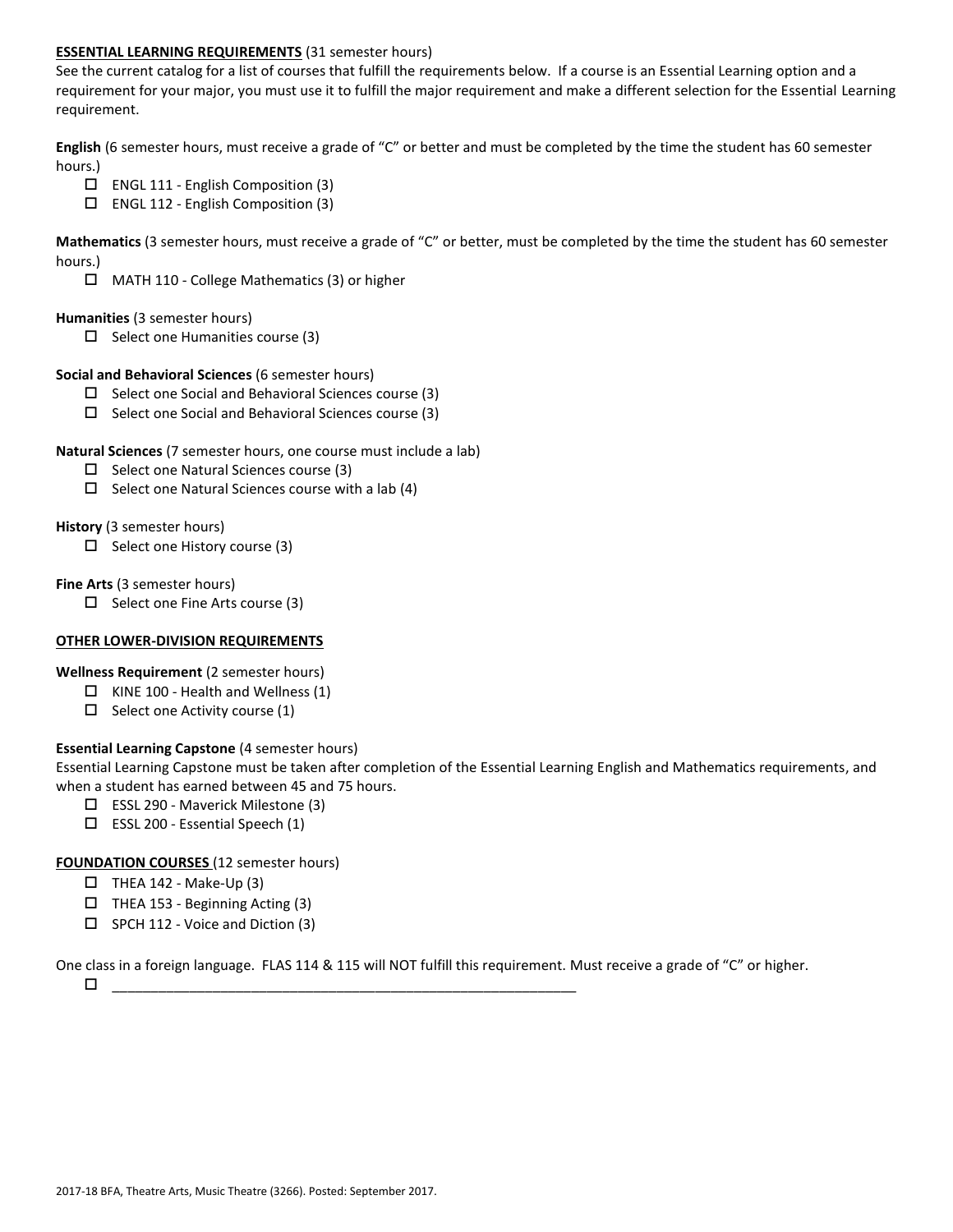**ESSENTIAL LEARNING REQUIREMENTS** (31 semester hours)

See the current catalog for a list of courses that fulfill the requirements below. If a course is an Essential Learning option and a requirement for your major, you must use it to fulfill the major requirement and make a different selection for the Essential Learning requirement.

**English** (6 semester hours, must receive a grade of "C" or better and must be completed by the time the student has 60 semester hours.)

- ☐ ENGL 111 - English Composition (3)
- ☐ ENGL 112 - English Composition (3)

**Mathematics** (3 semester hours, must receive a grade of "C" or better, must be completed by the time the student has 60 semester hours.)

- ☐ MATH 110 - College Mathematics (3) or higher

**Humanities** (3 semester hours)

- ☐ Select one Humanities course (3)

**Social and Behavioral Sciences** (6 semester hours)

- ☐ Select one Social and Behavioral Sciences course (3)
- ☐ Select one Social and Behavioral Sciences course (3)

**Natural Sciences** (7 semester hours, one course must include a lab)

- ☐ Select one Natural Sciences course (3)
- ☐ Select one Natural Sciences course with a lab (4)

**History** (3 semester hours)

- ☐ Select one History course (3)

**Fine Arts** (3 semester hours)

- ☐ Select one Fine Arts course (3)

**OTHER LOWER-DIVISION REQUIREMENTS**

**Wellness Requirement** (2 semester hours)

- ☐ KINE 100 - Health and Wellness (1)
- ☐ Select one Activity course (1)

**Essential Learning Capstone** (4 semester hours)

Essential Learning Capstone must be taken after completion of the Essential Learning English and Mathematics requirements, and when a student has earned between 45 and 75 hours.

- ☐ ESSL 290 - Maverick Milestone (3)
- ☐ ESSL 200 - Essential Speech (1)

**FOUNDATION COURSES** (12 semester hours)

- ☐ THEA 142 - Make-Up (3)
- ☐ THEA 153 - Beginning Acting (3)
- ☐ SPCH 112 - Voice and Diction (3)

One class in a foreign language. FLAS 114 & 115 will NOT fulfill this requirement. Must receive a grade of "C" or higher.

- ☐ ____________________________________________________________

2017-18 BFA, Theatre Arts, Music Theatre (3266). Posted: September 2017.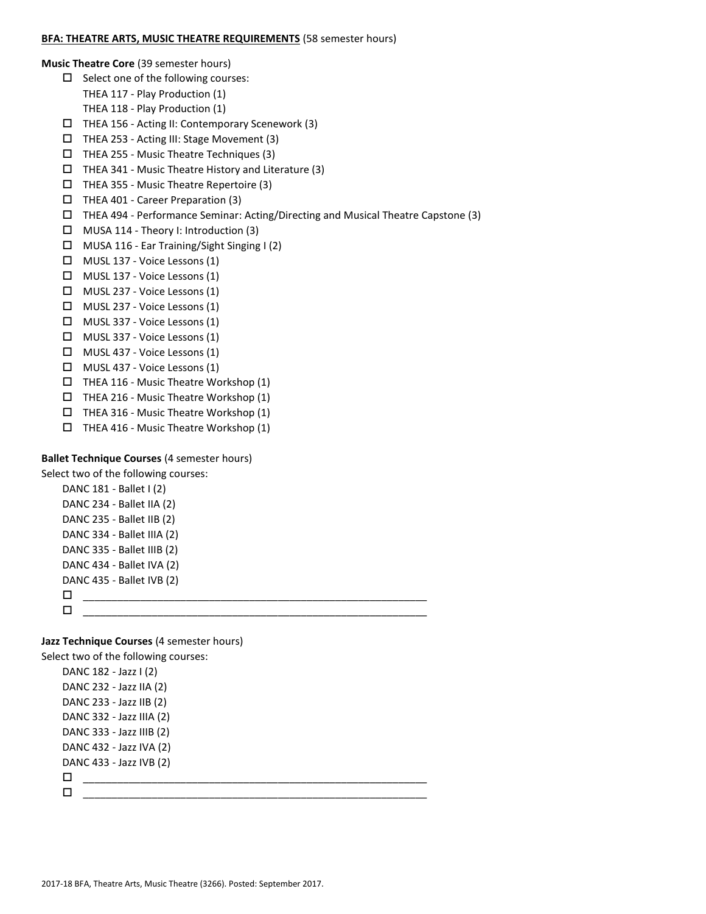**BFA: THEATRE ARTS, MUSIC THEATRE REQUIREMENTS** (58 semester hours)

**Music Theatre Core** (39 semester hours)

- ☐ Select one of the following courses:
  THEA 117 - Play Production (1)
  THEA 118 - Play Production (1)
- ☐ THEA 156 - Acting II: Contemporary Scenework (3)
- ☐ THEA 253 - Acting III: Stage Movement (3)
- ☐ THEA 255 - Music Theatre Techniques (3)
- ☐ THEA 341 - Music Theatre History and Literature (3)
- ☐ THEA 355 - Music Theatre Repertoire (3)
- ☐ THEA 401 - Career Preparation (3)
- ☐ THEA 494 - Performance Seminar: Acting/Directing and Musical Theatre Capstone (3)
- ☐ MUSA 114 - Theory I: Introduction (3)
- ☐ MUSA 116 - Ear Training/Sight Singing I (2)
- ☐ MUSL 137 - Voice Lessons (1)
- ☐ MUSL 137 - Voice Lessons (1)
- ☐ MUSL 237 - Voice Lessons (1)
- ☐ MUSL 237 - Voice Lessons (1)
- ☐ MUSL 337 - Voice Lessons (1)
- ☐ MUSL 337 - Voice Lessons (1)
- ☐ MUSL 437 - Voice Lessons (1)
- ☐ MUSL 437 - Voice Lessons (1)
- ☐ THEA 116 - Music Theatre Workshop (1)
- ☐ THEA 216 - Music Theatre Workshop (1)
- ☐ THEA 316 - Music Theatre Workshop (1)
- ☐ THEA 416 - Music Theatre Workshop (1)

**Ballet Technique Courses** (4 semester hours)

Select two of the following courses:

DANC 181 - Ballet I (2)
DANC 234 - Ballet IIA (2)
DANC 235 - Ballet IIB (2)
DANC 334 - Ballet IIIA (2)
DANC 335 - Ballet IIIB (2)
DANC 434 - Ballet IVA (2)
DANC 435 - Ballet IVB (2)

- ☐ ____________________________________________________________
- ☐ ____________________________________________________________

**Jazz Technique Courses** (4 semester hours)

Select two of the following courses:

DANC 182 - Jazz I (2)
DANC 232 - Jazz IIA (2)
DANC 233 - Jazz IIB (2)
DANC 332 - Jazz IIIA (2)
DANC 333 - Jazz IIIB (2)
DANC 432 - Jazz IVA (2)
DANC 433 - Jazz IVB (2)

- ☐ ____________________________________________________________
- ☐ ____________________________________________________________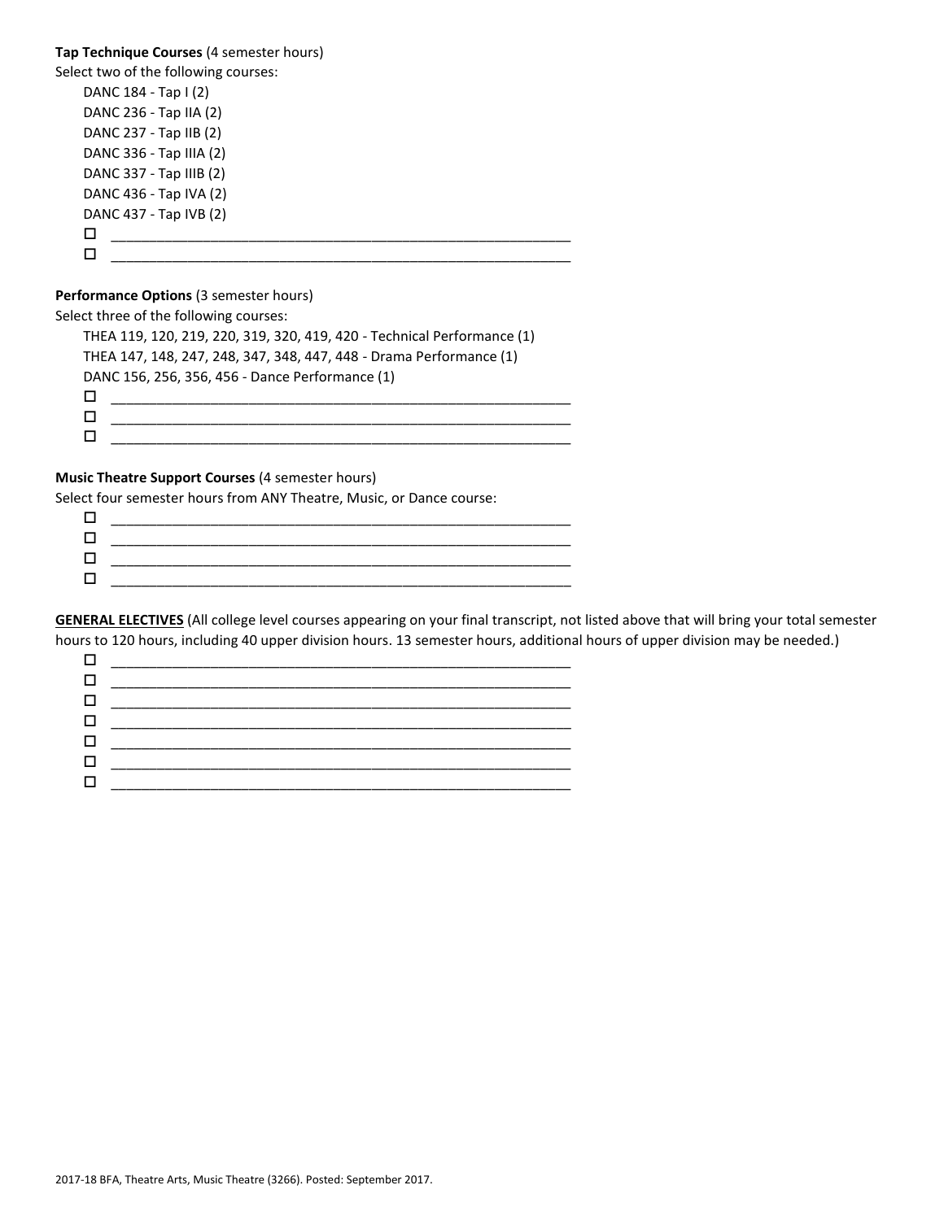**Tap Technique Courses** (4 semester hours)

Select two of the following courses:

- DANC 184 - Tap I (2)
- DANC 236 - Tap IIA (2)
- DANC 237 - Tap IIB (2)
- DANC 336 - Tap IIIA (2)
- DANC 337 - Tap IIIB (2)
- DANC 436 - Tap IVA (2)
- DANC 437 - Tap IVB (2)

- ☐ ____________________________________________________________
- ☐ ____________________________________________________________

**Performance Options** (3 semester hours)

Select three of the following courses:

- THEA 119, 120, 219, 220, 319, 320, 419, 420 - Technical Performance (1)
- THEA 147, 148, 247, 248, 347, 348, 447, 448 - Drama Performance (1)
- DANC 156, 256, 356, 456 - Dance Performance (1)

- ☐ ____________________________________________________________
- ☐ ____________________________________________________________
- ☐ ____________________________________________________________

**Music Theatre Support Courses** (4 semester hours)

Select four semester hours from ANY Theatre, Music, or Dance course:

- ☐ ____________________________________________________________
- ☐ ____________________________________________________________
- ☐ ____________________________________________________________
- ☐ ____________________________________________________________

<u>**GENERAL ELECTIVES**</u> (All college level courses appearing on your final transcript, not listed above that will bring your total semester hours to 120 hours, including 40 upper division hours. 13 semester hours, additional hours of upper division may be needed.)

- ☐ ____________________________________________________________
- ☐ ____________________________________________________________
- ☐ ____________________________________________________________
- ☐ ____________________________________________________________
- ☐ ____________________________________________________________
- ☐ ____________________________________________________________
- ☐ ____________________________________________________________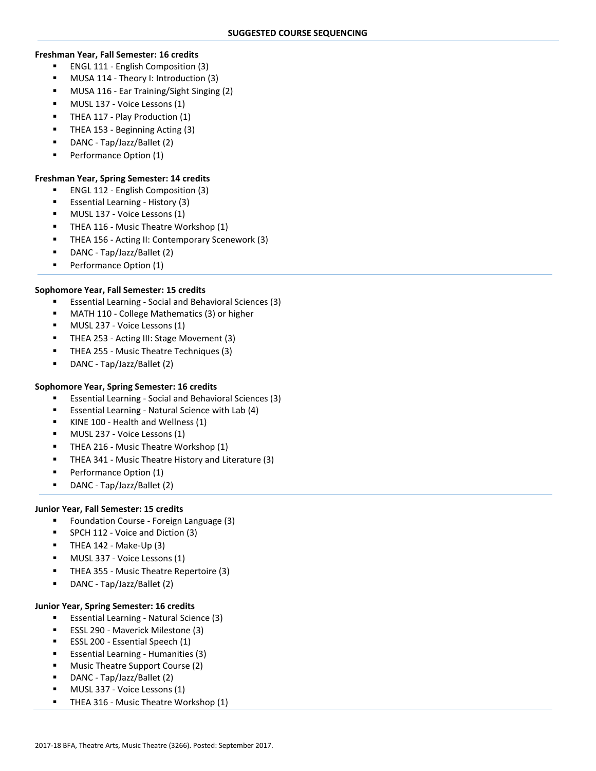## SUGGESTED COURSE SEQUENCING

**Freshman Year, Fall Semester: 16 credits**

- ENGL 111 - English Composition (3)
- MUSA 114 - Theory I: Introduction (3)
- MUSA 116 - Ear Training/Sight Singing (2)
- MUSL 137 - Voice Lessons (1)
- THEA 117 - Play Production (1)
- THEA 153 - Beginning Acting (3)
- DANC - Tap/Jazz/Ballet (2)
- Performance Option (1)

**Freshman Year, Spring Semester: 14 credits**

- ENGL 112 - English Composition (3)
- Essential Learning - History (3)
- MUSL 137 - Voice Lessons (1)
- THEA 116 - Music Theatre Workshop (1)
- THEA 156 - Acting II: Contemporary Scenework (3)
- DANC - Tap/Jazz/Ballet (2)
- Performance Option (1)

**Sophomore Year, Fall Semester: 15 credits**

- Essential Learning - Social and Behavioral Sciences (3)
- MATH 110 - College Mathematics (3) or higher
- MUSL 237 - Voice Lessons (1)
- THEA 253 - Acting III: Stage Movement (3)
- THEA 255 - Music Theatre Techniques (3)
- DANC - Tap/Jazz/Ballet (2)

**Sophomore Year, Spring Semester: 16 credits**

- Essential Learning - Social and Behavioral Sciences (3)
- Essential Learning - Natural Science with Lab (4)
- KINE 100 - Health and Wellness (1)
- MUSL 237 - Voice Lessons (1)
- THEA 216 - Music Theatre Workshop (1)
- THEA 341 - Music Theatre History and Literature (3)
- Performance Option (1)
- DANC - Tap/Jazz/Ballet (2)

**Junior Year, Fall Semester: 15 credits**

- Foundation Course - Foreign Language (3)
- SPCH 112 - Voice and Diction (3)
- THEA 142 - Make-Up (3)
- MUSL 337 - Voice Lessons (1)
- THEA 355 - Music Theatre Repertoire (3)
- DANC - Tap/Jazz/Ballet (2)

**Junior Year, Spring Semester: 16 credits**

- Essential Learning - Natural Science (3)
- ESSL 290 - Maverick Milestone (3)
- ESSL 200 - Essential Speech (1)
- Essential Learning - Humanities (3)
- Music Theatre Support Course (2)
- DANC - Tap/Jazz/Ballet (2)
- MUSL 337 - Voice Lessons (1)
- THEA 316 - Music Theatre Workshop (1)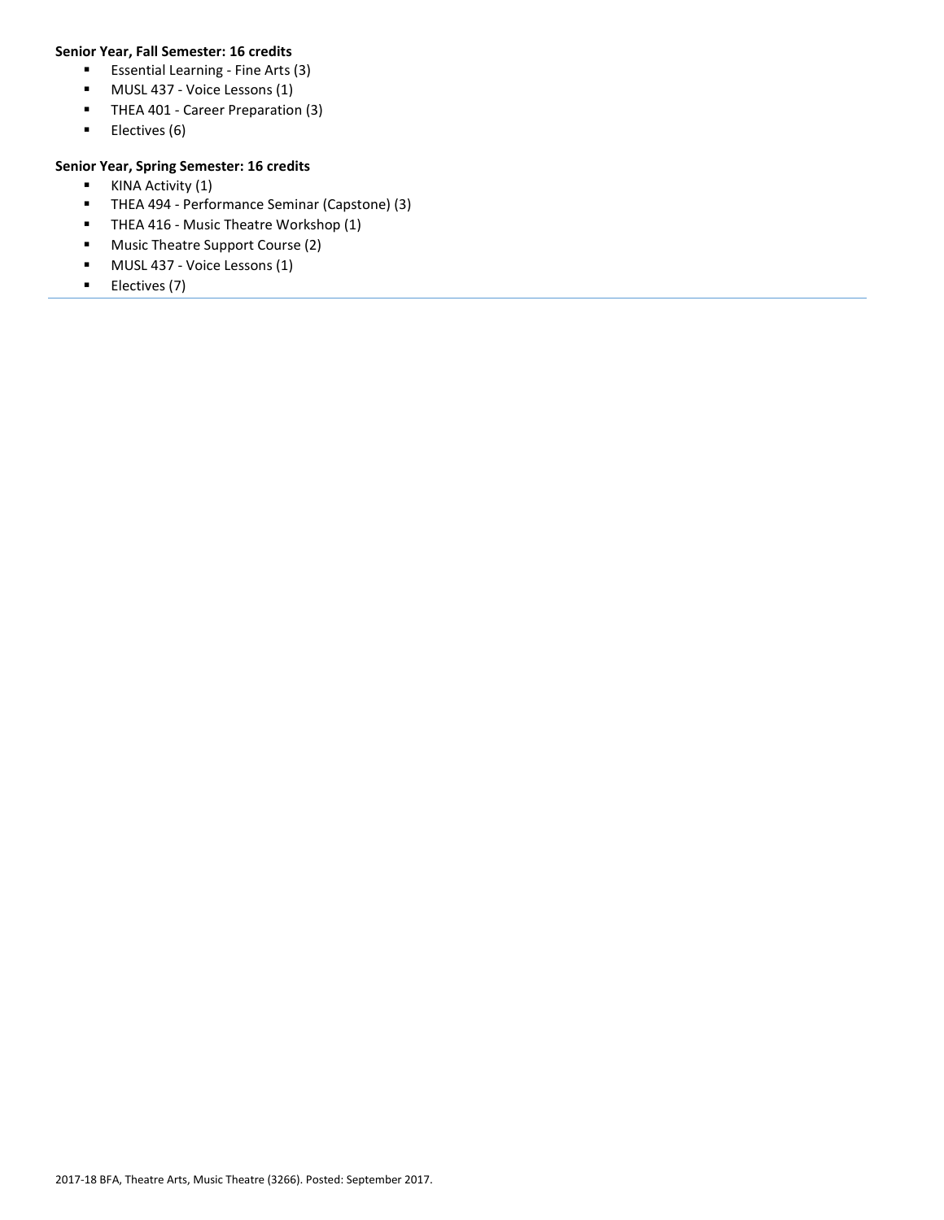**Senior Year, Fall Semester: 16 credits**

- Essential Learning - Fine Arts (3)
- MUSL 437 - Voice Lessons (1)
- THEA 401 - Career Preparation (3)
- Electives (6)

**Senior Year, Spring Semester: 16 credits**

- KINA Activity (1)
- THEA 494 - Performance Seminar (Capstone) (3)
- THEA 416 - Music Theatre Workshop (1)
- Music Theatre Support Course (2)
- MUSL 437 - Voice Lessons (1)
- Electives (7)

---

2017-18 BFA, Theatre Arts, Music Theatre (3266). Posted: September 2017.